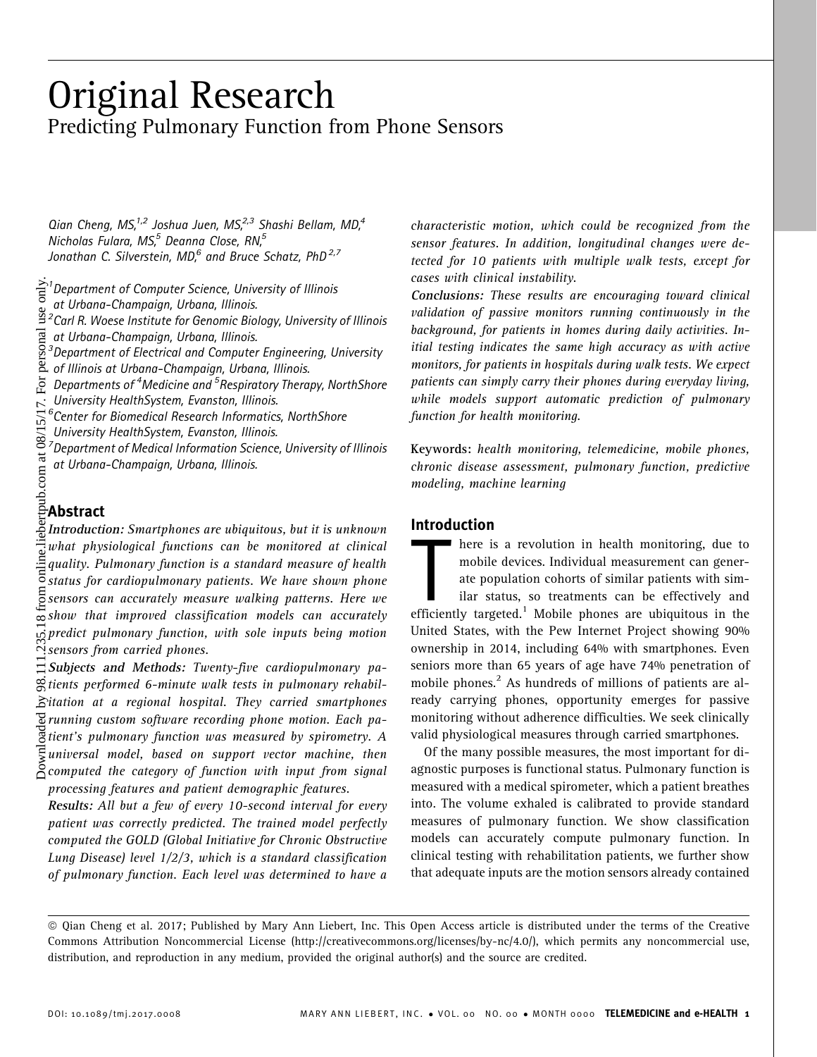# Original Research

## Predicting Pulmonary Function from Phone Sensors

Qian Cheng, MS,[1,2] Joshua Juen, MS,[2,3] Shashi Bellam, MD,[4] Nicholas Fulara, MS,[5] Deanna Close, RN,[5] Jonathan C. Silverstein, MD,[6] and Bruce Schatz, PhD[2,7]

[1]Department of Computer Science, University of Illinois at Urbana-Champaign, Urbana, Illinois.
[2]Carl R. Woese Institute for Genomic Biology, University of Illinois at Urbana-Champaign, Urbana, Illinois.
[3]Department of Electrical and Computer Engineering, University of Illinois at Urbana-Champaign, Urbana, Illinois.
Departments of [4]Medicine and [5]Respiratory Therapy, NorthShore University HealthSystem, Evanston, Illinois.
[6]Center for Biomedical Research Informatics, NorthShore University HealthSystem, Evanston, Illinois.
[7]Department of Medical Information Science, University of Illinois at Urbana-Champaign, Urbana, Illinois.

## Abstract

***Introduction:*** *Smartphones are ubiquitous, but it is unknown what physiological functions can be monitored at clinical quality. Pulmonary function is a standard measure of health status for cardiopulmonary patients. We have shown phone sensors can accurately measure walking patterns. Here we show that improved classification models can accurately predict pulmonary function, with sole inputs being motion sensors from carried phones.*

***Subjects and Methods:*** *Twenty-five cardiopulmonary patients performed 6-minute walk tests in pulmonary rehabilitation at a regional hospital. They carried smartphones running custom software recording phone motion. Each patient's pulmonary function was measured by spirometry. A universal model, based on support vector machine, then computed the category of function with input from signal processing features and patient demographic features.*

***Results:*** *All but a few of every 10-second interval for every patient was correctly predicted. The trained model perfectly computed the GOLD (Global Initiative for Chronic Obstructive Lung Disease) level 1/2/3, which is a standard classification of pulmonary function. Each level was determined to have a characteristic motion, which could be recognized from the sensor features. In addition, longitudinal changes were detected for 10 patients with multiple walk tests, except for cases with clinical instability.*

***Conclusions:*** *These results are encouraging toward clinical validation of passive monitors running continuously in the background, for patients in homes during daily activities. Initial testing indicates the same high accuracy as with active monitors, for patients in hospitals during walk tests. We expect patients can simply carry their phones during everyday living, while models support automatic prediction of pulmonary function for health monitoring.*

**Keywords:** *health monitoring, telemedicine, mobile phones, chronic disease assessment, pulmonary function, predictive modeling, machine learning*

## Introduction

There is a revolution in health monitoring, due to mobile devices. Individual measurement can generate population cohorts of similar patients with similar status, so treatments can be effectively and efficiently targeted.[1] Mobile phones are ubiquitous in the United States, with the Pew Internet Project showing 90% ownership in 2014, including 64% with smartphones. Even seniors more than 65 years of age have 74% penetration of mobile phones.[2] As hundreds of millions of patients are already carrying phones, opportunity emerges for passive monitoring without adherence difficulties. We seek clinically valid physiological measures through carried smartphones.

Of the many possible measures, the most important for diagnostic purposes is functional status. Pulmonary function is measured with a medical spirometer, which a patient breathes into. The volume exhaled is calibrated to provide standard measures of pulmonary function. We show classification models can accurately compute pulmonary function. In clinical testing with rehabilitation patients, we further show that adequate inputs are the motion sensors already contained

© Qian Cheng et al. 2017; Published by Mary Ann Liebert, Inc. This Open Access article is distributed under the terms of the Creative Commons Attribution Noncommercial License (http://creativecommons.org/licenses/by-nc/4.0/), which permits any noncommercial use, distribution, and reproduction in any medium, provided the original author(s) and the source are credited.

DOI: 10.1089/tmj.2017.0008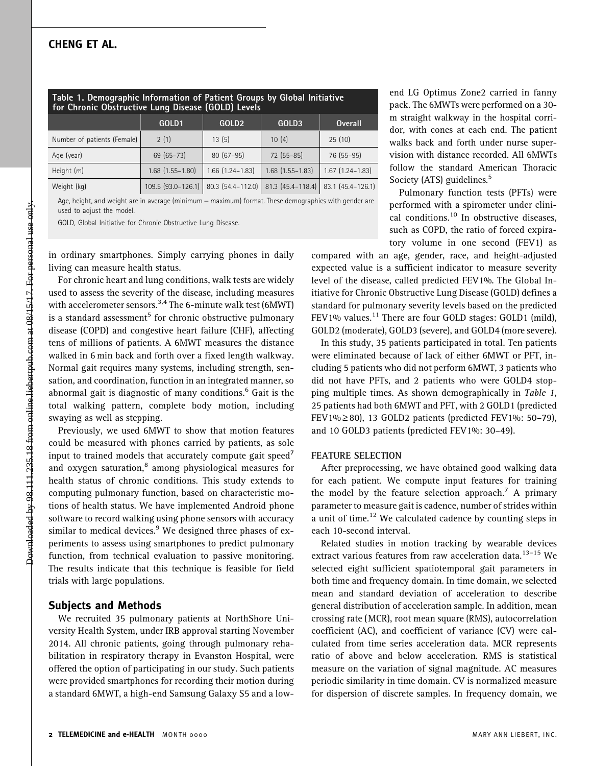Table 1. Demographic Information of Patient Groups by Global Initiative for Chronic Obstructive Lung Disease (GOLD) Levels

| | GOLD1 | GOLD2 | GOLD3 | Overall |
|---|---|---|---|---|
| Number of patients (Female) | 2 (1) | 13 (5) | 10 (4) | 25 (10) |
| Age (year) | 69 (65–73) | 80 (67–95) | 72 (55–85) | 76 (55–95) |
| Height (m) | 1.68 (1.55–1.80) | 1.66 (1.24–1.83) | 1.68 (1.55–1.83) | 1.67 (1.24–1.83) |
| Weight (kg) | 109.5 (93.0–126.1) | 80.3 (54.4–112.0) | 81.3 (45.4–118.4) | 83.1 (45.4–126.1) |

Age, height, and weight are in average (minimum – maximum) format. These demographics with gender are used to adjust the model.

GOLD, Global Initiative for Chronic Obstructive Lung Disease.

in ordinary smartphones. Simply carrying phones in daily living can measure health status.

For chronic heart and lung conditions, walk tests are widely used to assess the severity of the disease, including measures with accelerometer sensors.[3,4] The 6-minute walk test (6MWT) is a standard assessment[5] for chronic obstructive pulmonary disease (COPD) and congestive heart failure (CHF), affecting tens of millions of patients. A 6MWT measures the distance walked in 6 min back and forth over a fixed length walkway. Normal gait requires many systems, including strength, sensation, and coordination, function in an integrated manner, so abnormal gait is diagnostic of many conditions.[6] Gait is the total walking pattern, complete body motion, including swaying as well as stepping.

Previously, we used 6MWT to show that motion features could be measured with phones carried by patients, as sole input to trained models that accurately compute gait speed[7] and oxygen saturation,[8] among physiological measures for health status of chronic conditions. This study extends to computing pulmonary function, based on characteristic motions of health status. We have implemented Android phone software to record walking using phone sensors with accuracy similar to medical devices.[9] We designed three phases of experiments to assess using smartphones to predict pulmonary function, from technical evaluation to passive monitoring. The results indicate that this technique is feasible for field trials with large populations.

## Subjects and Methods

We recruited 35 pulmonary patients at NorthShore University Health System, under IRB approval starting November 2014. All chronic patients, going through pulmonary rehabilitation in respiratory therapy in Evanston Hospital, were offered the option of participating in our study. Such patients were provided smartphones for recording their motion during a standard 6MWT, a high-end Samsung Galaxy S5 and a low-end LG Optimus Zone2 carried in fanny pack. The 6MWTs were performed on a 30-m straight walkway in the hospital corridor, with cones at each end. The patient walks back and forth under nurse supervision with distance recorded. All 6MWTs follow the standard American Thoracic Society (ATS) guidelines.[5]

Pulmonary function tests (PFTs) were performed with a spirometer under clinical conditions.[10] In obstructive diseases, such as COPD, the ratio of forced expiratory volume in one second (FEV1) as compared with an age, gender, race, and height-adjusted expected value is a sufficient indicator to measure severity level of the disease, called predicted FEV1%. The Global Initiative for Chronic Obstructive Lung Disease (GOLD) defines a standard for pulmonary severity levels based on the predicted FEV1% values.[11] There are four GOLD stages: GOLD1 (mild), GOLD2 (moderate), GOLD3 (severe), and GOLD4 (more severe).

In this study, 35 patients participated in total. Ten patients were eliminated because of lack of either 6MWT or PFT, including 5 patients who did not perform 6MWT, 3 patients who did not have PFTs, and 2 patients who were GOLD4 stopping multiple times. As shown demographically in *Table 1*, 25 patients had both 6MWT and PFT, with 2 GOLD1 (predicted FEV1% $\geq$ 80), 13 GOLD2 patients (predicted FEV1%: 50–79), and 10 GOLD3 patients (predicted FEV1%: 30–49).

### FEATURE SELECTION

After preprocessing, we have obtained good walking data for each patient. We compute input features for training the model by the feature selection approach.[7] A primary parameter to measure gait is cadence, number of strides within a unit of time.[12] We calculated cadence by counting steps in each 10-second interval.

Related studies in motion tracking by wearable devices extract various features from raw acceleration data.[13–15] We selected eight sufficient spatiotemporal gait parameters in both time and frequency domain. In time domain, we selected mean and standard deviation of acceleration to describe general distribution of acceleration sample. In addition, mean crossing rate (MCR), root mean square (RMS), autocorrelation coefficient (AC), and coefficient of variance (CV) were calculated from time series acceleration data. MCR represents ratio of above and below acceleration. RMS is statistical measure on the variation of signal magnitude. AC measures periodic similarity in time domain. CV is normalized measure for dispersion of discrete samples. In frequency domain, we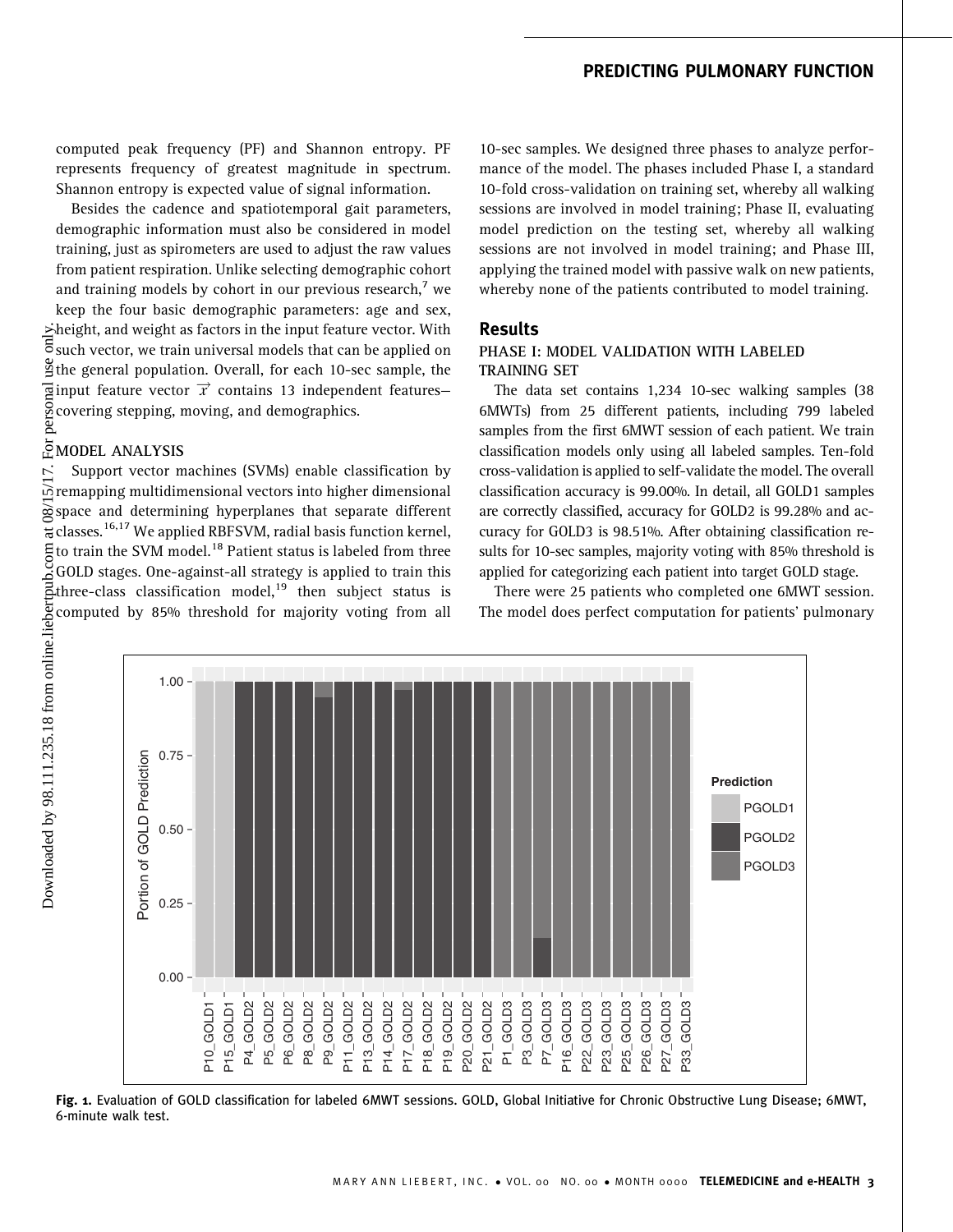computed peak frequency (PF) and Shannon entropy. PF represents frequency of greatest magnitude in spectrum. Shannon entropy is expected value of signal information.

Besides the cadence and spatiotemporal gait parameters, demographic information must also be considered in model training, just as spirometers are used to adjust the raw values from patient respiration. Unlike selecting demographic cohort and training models by cohort in our previous research,[7] we keep the four basic demographic parameters: age and sex, height, and weight as factors in the input feature vector. With such vector, we train universal models that can be applied on the general population. Overall, for each 10-sec sample, the input feature vector $\vec{x}$ contains 13 independent features—covering stepping, moving, and demographics.

### MODEL ANALYSIS

Support vector machines (SVMs) enable classification by remapping multidimensional vectors into higher dimensional space and determining hyperplanes that separate different classes.[16,17] We applied RBFSVM, radial basis function kernel, to train the SVM model.[18] Patient status is labeled from three GOLD stages. One-against-all strategy is applied to train this three-class classification model,[19] then subject status is computed by 85% threshold for majority voting from all 10-sec samples. We designed three phases to analyze performance of the model. The phases included Phase I, a standard 10-fold cross-validation on training set, whereby all walking sessions are involved in model training; Phase II, evaluating model prediction on the testing set, whereby all walking sessions are not involved in model training; and Phase III, applying the trained model with passive walk on new patients, whereby none of the patients contributed to model training.

## Results

### PHASE I: MODEL VALIDATION WITH LABELED TRAINING SET

The data set contains 1,234 10-sec walking samples (38 6MWTs) from 25 different patients, including 799 labeled samples from the first 6MWT session of each patient. We train classification models only using all labeled samples. Ten-fold cross-validation is applied to self-validate the model. The overall classification accuracy is 99.00%. In detail, all GOLD1 samples are correctly classified, accuracy for GOLD2 is 99.28% and accuracy for GOLD3 is 98.51%. After obtaining classification results for 10-sec samples, majority voting with 85% threshold is applied for categorizing each patient into target GOLD stage.

There were 25 patients who completed one 6MWT session. The model does perfect computation for patients' pulmonary

**Fig. 1.** Evaluation of GOLD classification for labeled 6MWT sessions. GOLD, Global Initiative for Chronic Obstructive Lung Disease; 6MWT, 6-minute walk test.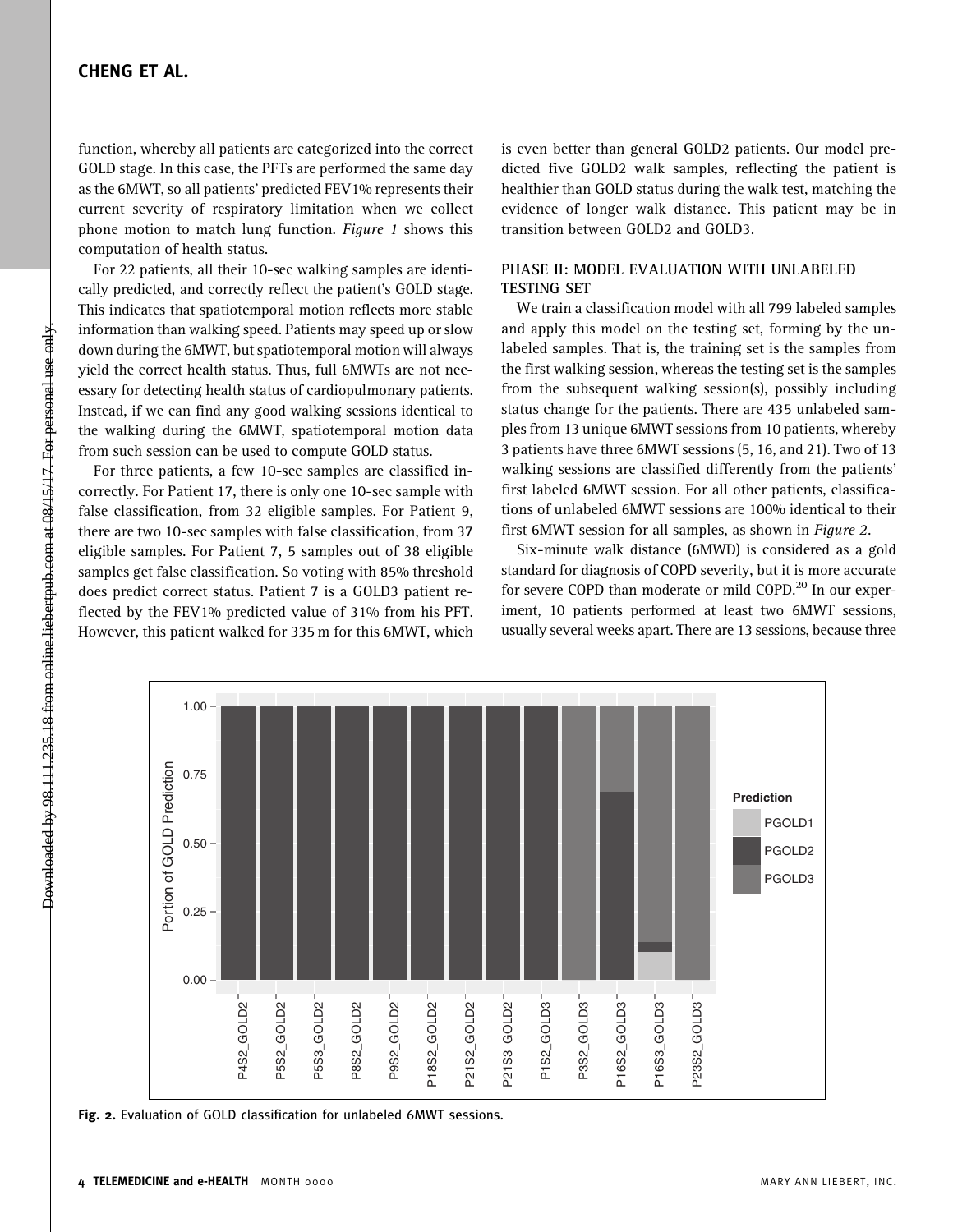function, whereby all patients are categorized into the correct GOLD stage. In this case, the PFTs are performed the same day as the 6MWT, so all patients' predicted FEV1% represents their current severity of respiratory limitation when we collect phone motion to match lung function. *Figure 1* shows this computation of health status.

For 22 patients, all their 10-sec walking samples are identically predicted, and correctly reflect the patient's GOLD stage. This indicates that spatiotemporal motion reflects more stable information than walking speed. Patients may speed up or slow down during the 6MWT, but spatiotemporal motion will always yield the correct health status. Thus, full 6MWTs are not necessary for detecting health status of cardiopulmonary patients. Instead, if we can find any good walking sessions identical to the walking during the 6MWT, spatiotemporal motion data from such session can be used to compute GOLD status.

For three patients, a few 10-sec samples are classified incorrectly. For Patient 17, there is only one 10-sec sample with false classification, from 32 eligible samples. For Patient 9, there are two 10-sec samples with false classification, from 37 eligible samples. For Patient 7, 5 samples out of 38 eligible samples get false classification. So voting with 85% threshold does predict correct status. Patient 7 is a GOLD3 patient reflected by the FEV1% predicted value of 31% from his PFT. However, this patient walked for 335 m for this 6MWT, which is even better than general GOLD2 patients. Our model predicted five GOLD2 walk samples, reflecting the patient is healthier than GOLD status during the walk test, matching the evidence of longer walk distance. This patient may be in transition between GOLD2 and GOLD3.

## PHASE II: MODEL EVALUATION WITH UNLABELED TESTING SET

We train a classification model with all 799 labeled samples and apply this model on the testing set, forming by the unlabeled samples. That is, the training set is the samples from the first walking session, whereas the testing set is the samples from the subsequent walking session(s), possibly including status change for the patients. There are 435 unlabeled samples from 13 unique 6MWT sessions from 10 patients, whereby 3 patients have three 6MWT sessions (5, 16, and 21). Two of 13 walking sessions are classified differently from the patients' first labeled 6MWT session. For all other patients, classifications of unlabeled 6MWT sessions are 100% identical to their first 6MWT session for all samples, as shown in *Figure 2*.

Six-minute walk distance (6MWD) is considered as a gold standard for diagnosis of COPD severity, but it is more accurate for severe COPD than moderate or mild COPD.[20] In our experiment, 10 patients performed at least two 6MWT sessions, usually several weeks apart. There are 13 sessions, because three

**Fig. 2.** Evaluation of GOLD classification for unlabeled 6MWT sessions.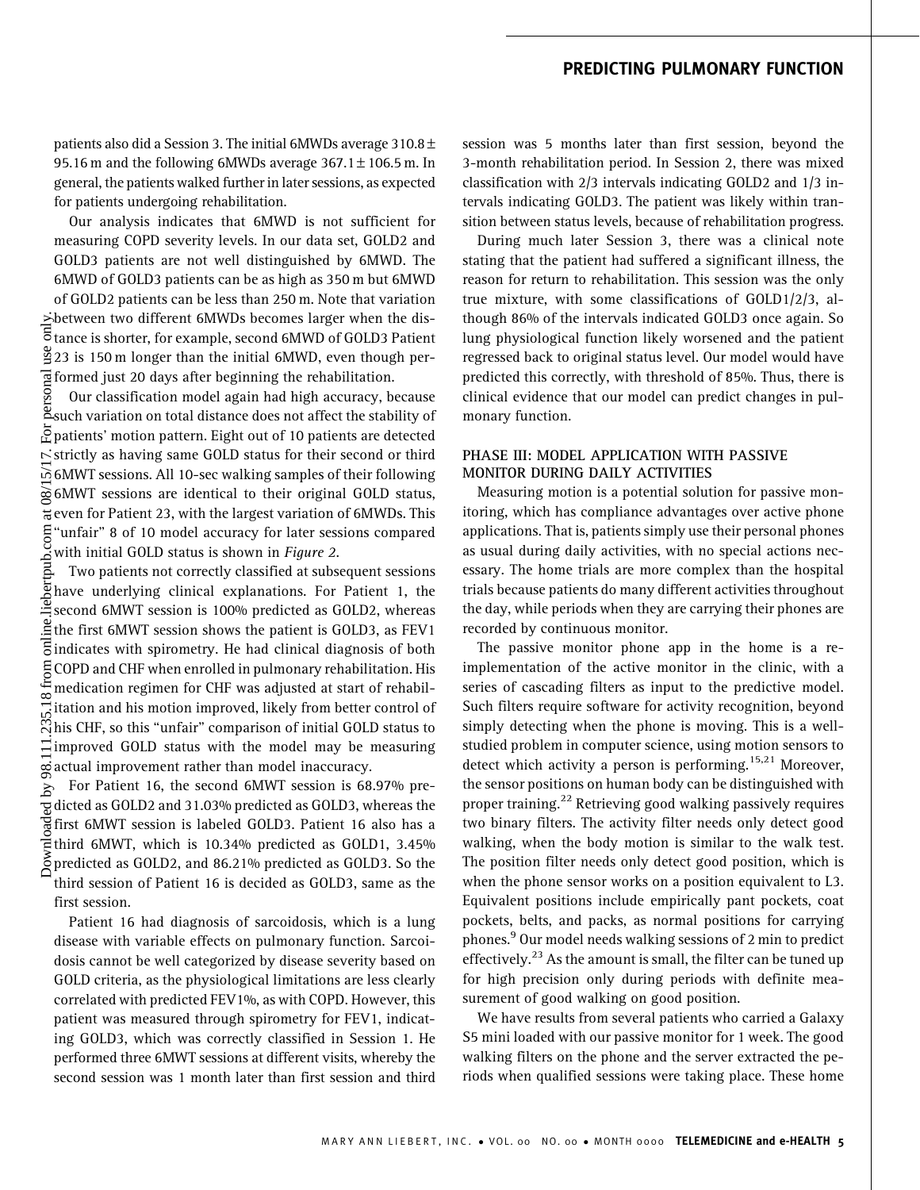patients also did a Session 3. The initial 6MWDs average 310.8 ± 95.16 m and the following 6MWDs average 367.1 ± 106.5 m. In general, the patients walked further in later sessions, as expected for patients undergoing rehabilitation.

Our analysis indicates that 6MWD is not sufficient for measuring COPD severity levels. In our data set, GOLD2 and GOLD3 patients are not well distinguished by 6MWD. The 6MWD of GOLD3 patients can be as high as 350 m but 6MWD of GOLD2 patients can be less than 250 m. Note that variation between two different 6MWDs becomes larger when the distance is shorter, for example, second 6MWD of GOLD3 Patient 23 is 150 m longer than the initial 6MWD, even though performed just 20 days after beginning the rehabilitation.

Our classification model again had high accuracy, because such variation on total distance does not affect the stability of patients' motion pattern. Eight out of 10 patients are detected strictly as having same GOLD status for their second or third 6MWT sessions. All 10-sec walking samples of their following 6MWT sessions are identical to their original GOLD status, even for Patient 23, with the largest variation of 6MWDs. This "unfair" 8 of 10 model accuracy for later sessions compared with initial GOLD status is shown in *Figure 2*.

Two patients not correctly classified at subsequent sessions have underlying clinical explanations. For Patient 1, the second 6MWT session is 100% predicted as GOLD2, whereas the first 6MWT session shows the patient is GOLD3, as FEV1 indicates with spirometry. He had clinical diagnosis of both COPD and CHF when enrolled in pulmonary rehabilitation. His medication regimen for CHF was adjusted at start of rehabilitation and his motion improved, likely from better control of his CHF, so this "unfair" comparison of initial GOLD status to improved GOLD status with the model may be measuring actual improvement rather than model inaccuracy.

For Patient 16, the second 6MWT session is 68.97% predicted as GOLD2 and 31.03% predicted as GOLD3, whereas the first 6MWT session is labeled GOLD3. Patient 16 also has a third 6MWT, which is 10.34% predicted as GOLD1, 3.45% predicted as GOLD2, and 86.21% predicted as GOLD3. So the third session of Patient 16 is decided as GOLD3, same as the first session.

Patient 16 had diagnosis of sarcoidosis, which is a lung disease with variable effects on pulmonary function. Sarcoidosis cannot be well categorized by disease severity based on GOLD criteria, as the physiological limitations are less clearly correlated with predicted FEV1%, as with COPD. However, this patient was measured through spirometry for FEV1, indicating GOLD3, which was correctly classified in Session 1. He performed three 6MWT sessions at different visits, whereby the second session was 1 month later than first session and third session was 5 months later than first session, beyond the 3-month rehabilitation period. In Session 2, there was mixed classification with 2/3 intervals indicating GOLD2 and 1/3 intervals indicating GOLD3. The patient was likely within transition between status levels, because of rehabilitation progress.

During much later Session 3, there was a clinical note stating that the patient had suffered a significant illness, the reason for return to rehabilitation. This session was the only true mixture, with some classifications of GOLD1/2/3, although 86% of the intervals indicated GOLD3 once again. So lung physiological function likely worsened and the patient regressed back to original status level. Our model would have predicted this correctly, with threshold of 85%. Thus, there is clinical evidence that our model can predict changes in pulmonary function.

## PHASE III: MODEL APPLICATION WITH PASSIVE MONITOR DURING DAILY ACTIVITIES

Measuring motion is a potential solution for passive monitoring, which has compliance advantages over active phone applications. That is, patients simply use their personal phones as usual during daily activities, with no special actions necessary. The home trials are more complex than the hospital trials because patients do many different activities throughout the day, while periods when they are carrying their phones are recorded by continuous monitor.

The passive monitor phone app in the home is a reimplementation of the active monitor in the clinic, with a series of cascading filters as input to the predictive model. Such filters require software for activity recognition, beyond simply detecting when the phone is moving. This is a well-studied problem in computer science, using motion sensors to detect which activity a person is performing.[15,21] Moreover, the sensor positions on human body can be distinguished with proper training.[22] Retrieving good walking passively requires two binary filters. The activity filter needs only detect good walking, when the body motion is similar to the walk test. The position filter needs only detect good position, which is when the phone sensor works on a position equivalent to L3. Equivalent positions include empirically pant pockets, coat pockets, belts, and packs, as normal positions for carrying phones.[9] Our model needs walking sessions of 2 min to predict effectively.[23] As the amount is small, the filter can be tuned up for high precision only during periods with definite measurement of good walking on good position.

We have results from several patients who carried a Galaxy S5 mini loaded with our passive monitor for 1 week. The good walking filters on the phone and the server extracted the periods when qualified sessions were taking place. These home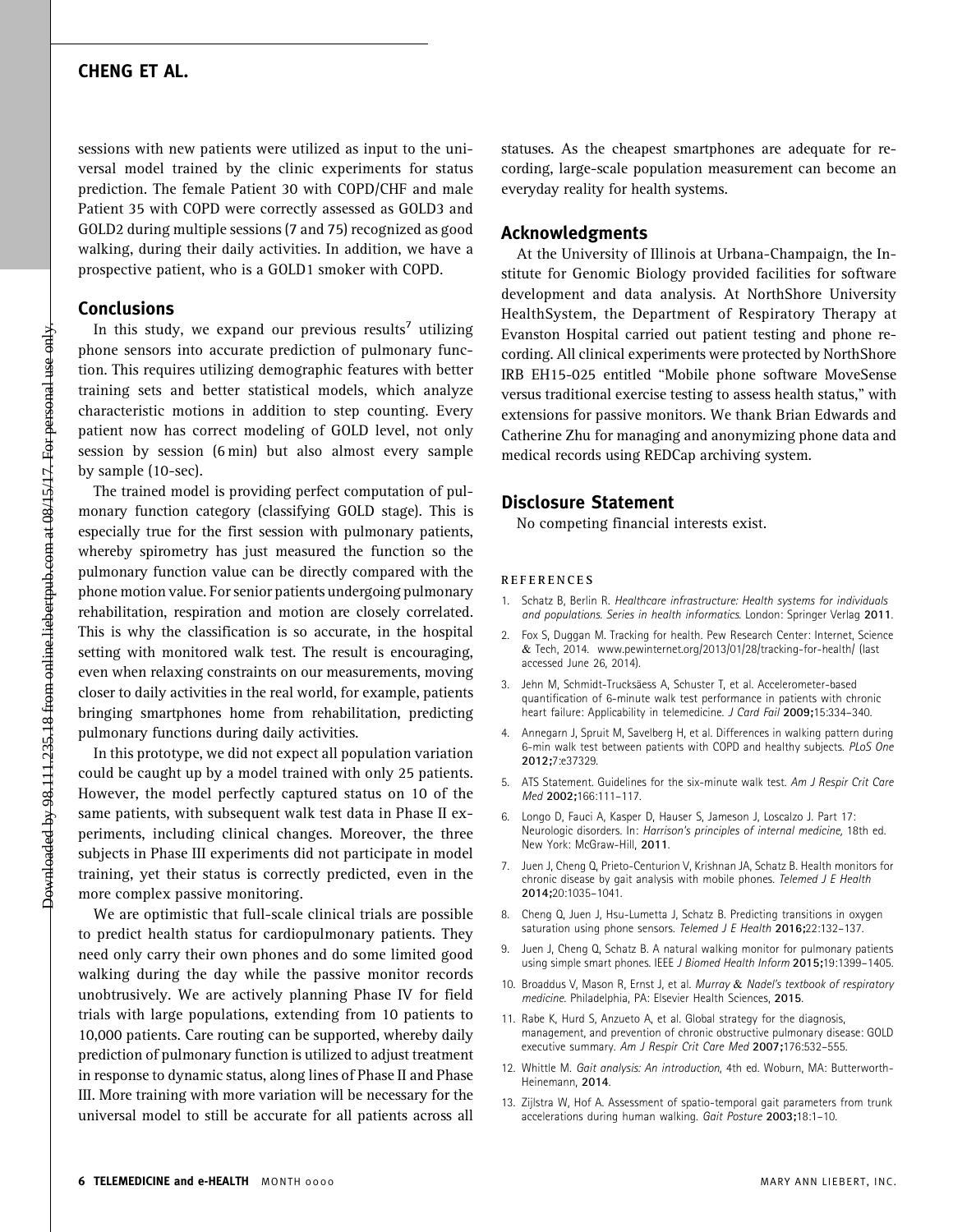sessions with new patients were utilized as input to the universal model trained by the clinic experiments for status prediction. The female Patient 30 with COPD/CHF and male Patient 35 with COPD were correctly assessed as GOLD3 and GOLD2 during multiple sessions (7 and 75) recognized as good walking, during their daily activities. In addition, we have a prospective patient, who is a GOLD1 smoker with COPD.

## Conclusions

In this study, we expand our previous results[7] utilizing phone sensors into accurate prediction of pulmonary function. This requires utilizing demographic features with better training sets and better statistical models, which analyze characteristic motions in addition to step counting. Every patient now has correct modeling of GOLD level, not only session by session (6 min) but also almost every sample by sample (10-sec).

The trained model is providing perfect computation of pulmonary function category (classifying GOLD stage). This is especially true for the first session with pulmonary patients, whereby spirometry has just measured the function so the pulmonary function value can be directly compared with the phone motion value. For senior patients undergoing pulmonary rehabilitation, respiration and motion are closely correlated. This is why the classification is so accurate, in the hospital setting with monitored walk test. The result is encouraging, even when relaxing constraints on our measurements, moving closer to daily activities in the real world, for example, patients bringing smartphones home from rehabilitation, predicting pulmonary functions during daily activities.

In this prototype, we did not expect all population variation could be caught up by a model trained with only 25 patients. However, the model perfectly captured status on 10 of the same patients, with subsequent walk test data in Phase II experiments, including clinical changes. Moreover, the three subjects in Phase III experiments did not participate in model training, yet their status is correctly predicted, even in the more complex passive monitoring.

We are optimistic that full-scale clinical trials are possible to predict health status for cardiopulmonary patients. They need only carry their own phones and do some limited good walking during the day while the passive monitor records unobtrusively. We are actively planning Phase IV for field trials with large populations, extending from 10 patients to 10,000 patients. Care routing can be supported, whereby daily prediction of pulmonary function is utilized to adjust treatment in response to dynamic status, along lines of Phase II and Phase III. More training with more variation will be necessary for the universal model to still be accurate for all patients across all statuses. As the cheapest smartphones are adequate for recording, large-scale population measurement can become an everyday reality for health systems.

## Acknowledgments

At the University of Illinois at Urbana-Champaign, the Institute for Genomic Biology provided facilities for software development and data analysis. At NorthShore University HealthSystem, the Department of Respiratory Therapy at Evanston Hospital carried out patient testing and phone recording. All clinical experiments were protected by NorthShore IRB EH15-025 entitled "Mobile phone software MoveSense versus traditional exercise testing to assess health status," with extensions for passive monitors. We thank Brian Edwards and Catherine Zhu for managing and anonymizing phone data and medical records using REDCap archiving system.

## Disclosure Statement

No competing financial interests exist.

## REFERENCES

1. Schatz B, Berlin R. *Healthcare infrastructure: Health systems for individuals and populations. Series in health informatics*. London: Springer Verlag **2011**.
2. Fox S, Duggan M. Tracking for health. Pew Research Center: Internet, Science & Tech, 2014. www.pewinternet.org/2013/01/28/tracking-for-health/ (last accessed June 26, 2014).
3. Jehn M, Schmidt-Trucksäess A, Schuster T, et al. Accelerometer-based quantification of 6-minute walk test performance in patients with chronic heart failure: Applicability in telemedicine. *J Card Fail* **2009;**15:334–340.
4. Annegarn J, Spruit M, Savelberg H, et al. Differences in walking pattern during 6-min walk test between patients with COPD and healthy subjects. *PLoS One* **2012;**7:e37329.
5. ATS Statement. Guidelines for the six-minute walk test. *Am J Respir Crit Care Med* **2002;**166:111–117.
6. Longo D, Fauci A, Kasper D, Hauser S, Jameson J, Loscalzo J. Part 17: Neurologic disorders. In: *Harrison's principles of internal medicine,* 18th ed. New York: McGraw-Hill, **2011**.
7. Juen J, Cheng Q, Prieto-Centurion V, Krishnan JA, Schatz B. Health monitors for chronic disease by gait analysis with mobile phones. *Telemed J E Health* **2014;**20:1035–1041.
8. Cheng Q, Juen J, Hsu-Lumetta J, Schatz B. Predicting transitions in oxygen saturation using phone sensors. *Telemed J E Health* **2016;**22:132–137.
9. Juen J, Cheng Q, Schatz B. A natural walking monitor for pulmonary patients using simple smart phones. IEEE *J Biomed Health Inform* **2015;**19:1399–1405.
10. Broaddus V, Mason R, Ernst J, et al. *Murray & Nadel's textbook of respiratory medicine*. Philadelphia, PA: Elsevier Health Sciences, **2015**.
11. Rabe K, Hurd S, Anzueto A, et al. Global strategy for the diagnosis, management, and prevention of chronic obstructive pulmonary disease: GOLD executive summary. *Am J Respir Crit Care Med* **2007;**176:532–555.
12. Whittle M. *Gait analysis: An introduction*, 4th ed. Woburn, MA: Butterworth-Heinemann, **2014**.
13. Zijlstra W, Hof A. Assessment of spatio-temporal gait parameters from trunk accelerations during human walking. *Gait Posture* **2003;**18:1–10.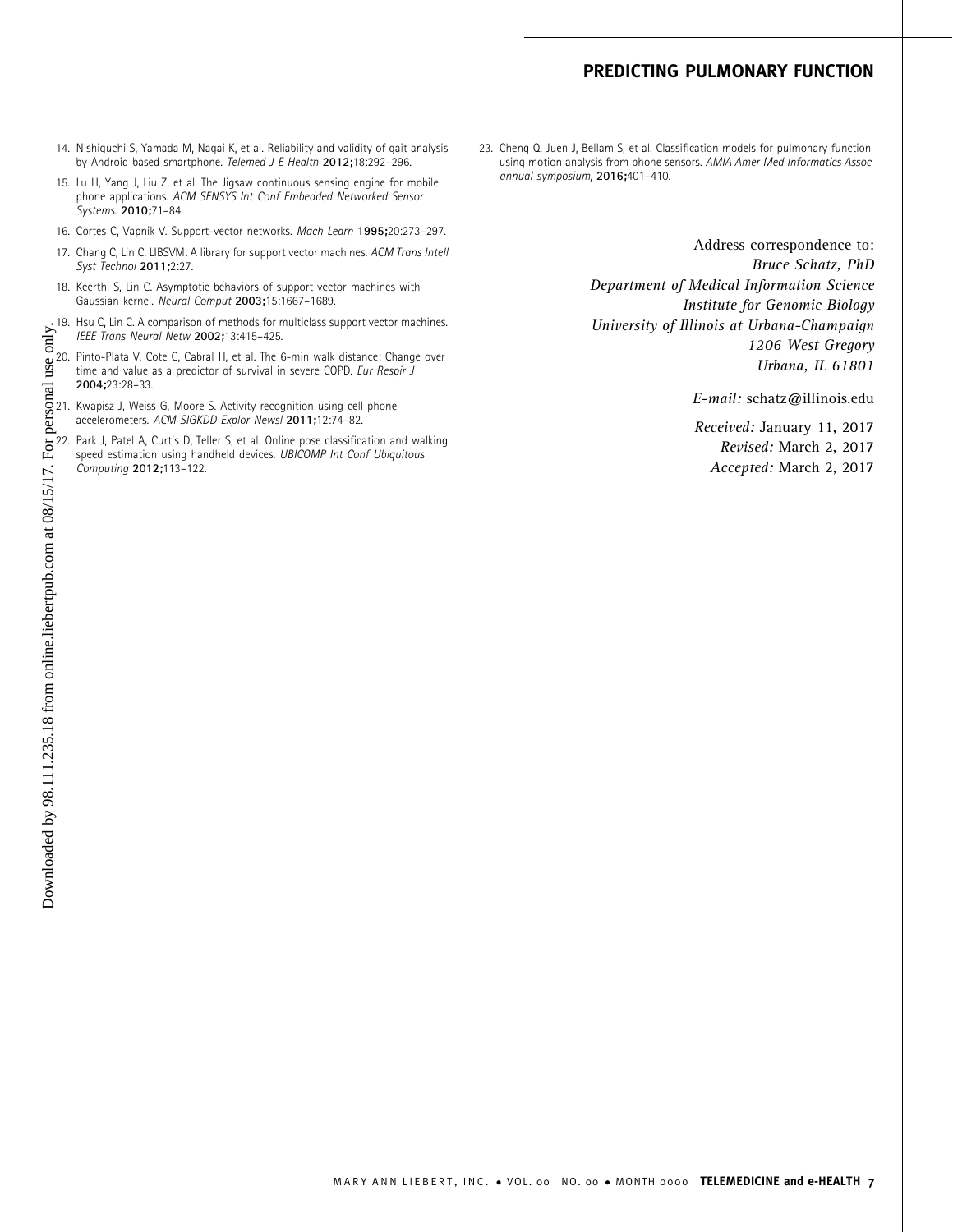14. Nishiguchi S, Yamada M, Nagai K, et al. Reliability and validity of gait analysis by Android based smartphone. *Telemed J E Health* **2012;**18:292–296.
15. Lu H, Yang J, Liu Z, et al. The Jigsaw continuous sensing engine for mobile phone applications. *ACM SENSYS Int Conf Embedded Networked Sensor Systems.* **2010;**71–84.
16. Cortes C, Vapnik V. Support-vector networks. *Mach Learn* **1995;**20:273–297.
17. Chang C, Lin C. LIBSVM: A library for support vector machines. *ACM Trans Intell Syst Technol* **2011;**2:27.
18. Keerthi S, Lin C. Asymptotic behaviors of support vector machines with Gaussian kernel. *Neural Comput* **2003;**15:1667–1689.
19. Hsu C, Lin C. A comparison of methods for multiclass support vector machines. *IEEE Trans Neural Netw* **2002;**13:415–425.
20. Pinto-Plata V, Cote C, Cabral H, et al. The 6-min walk distance: Change over time and value as a predictor of survival in severe COPD. *Eur Respir J* **2004;**23:28–33.
21. Kwapisz J, Weiss G, Moore S. Activity recognition using cell phone accelerometers. *ACM SIGKDD Explor Newsl* **2011;**12:74–82.
22. Park J, Patel A, Curtis D, Teller S, et al. Online pose classification and walking speed estimation using handheld devices. *UBICOMP Int Conf Ubiquitous Computing* **2012;**113–122.
23. Cheng Q, Juen J, Bellam S, et al. Classification models for pulmonary function using motion analysis from phone sensors. *AMIA Amer Med Informatics Assoc annual symposium*, **2016;**401–410.

Address correspondence to:
*Bruce Schatz, PhD*
*Department of Medical Information Science*
*Institute for Genomic Biology*
*University of Illinois at Urbana-Champaign*
*1206 West Gregory*
*Urbana, IL 61801*

*E-mail:* schatz@illinois.edu

*Received:* January 11, 2017
*Revised:* March 2, 2017
*Accepted:* March 2, 2017